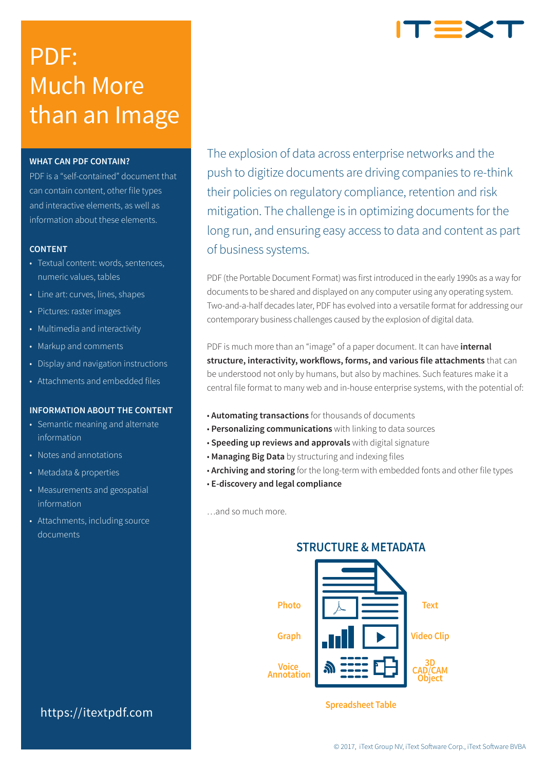# PDF: Much More than an Image

### WHAT CAN PDF CONTAIN?

PDF is a “self-contained” document that can contain content, other file types and interactive elements, as well as information about these elements.

### CONTENT

- Textual content: words, sentences, numeric values, tables
- Line art: curves, lines, shapes
- Pictures: raster images
- Multimedia and interactivity
- Markup and comments
- Display and navigation instructions
- Attachments and embedded files

### INFORMATION ABOUT THE CONTENT

- Semantic meaning and alternate information
- Notes and annotations
- Metadata & properties
- Measurements and geospatial information
- Attachments, including source documents

https://itextpdf.com

The explosion of data across enterprise networks and the push to digitize documents are driving companies to re-think their policies on regulatory compliance, retention and risk mitigation. The challenge is in optimizing documents for the long run, and ensuring easy access to data and content as part of business systems.

PDF (the Portable Document Format) was first introduced in the early 1990s as a way for documents to be shared and displayed on any computer using any operating system. Two-and-a-half decades later, PDF has evolved into a versatile format for addressing our contemporary business challenges caused by the explosion of digital data.

PDF is much more than an “image” of a paper document. It can have **internal structure, interactivity, workflows, forms, and various file attachments** that can be understood not only by humans, but also by machines. Such features make it a central file format to many web and in-house enterprise systems, with the potential of:

- **Automating transactions** for thousands of documents
- **Personalizing communications** with linking to data sources
- **Speeding up reviews and approvals** with digital signature
- **Managing Big Data** by structuring and indexing files
- **Archiving and storing** for the long-term with embedded fonts and other file types
- **E-discovery and legal compliance**

…and so much more.

### STRUCTURE & METADATA

Photo · Text · Graph · Video Clip · Voice Annotation · 3D CAD/CAM Object · Spreadsheet Table

© 2017, iText Group NV, iText Software Corp., iText Software BVBA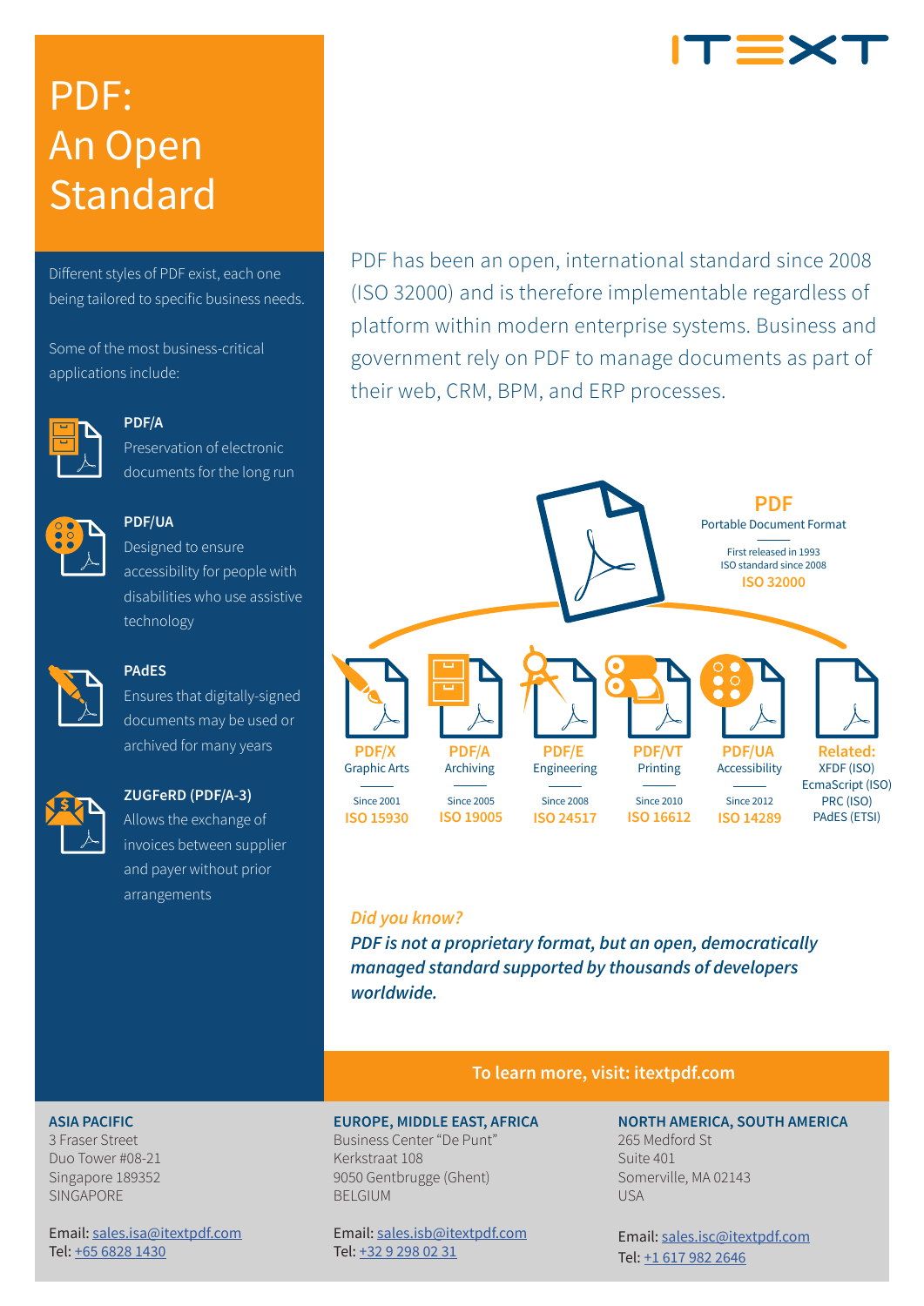# PDF: An Open Standard

Different styles of PDF exist, each one being tailored to specific business needs.

Some of the most business-critical applications include:

**PDF/A**
Preservation of electronic documents for the long run

**PDF/UA**
Designed to ensure accessibility for people with disabilities who use assistive technology

**PAdES**
Ensures that digitally-signed documents may be used or archived for many years

**ZUGFeRD (PDF/A-3)**
Allows the exchange of invoices between supplier and payer without prior arrangements

PDF has been an open, international standard since 2008 (ISO 32000) and is therefore implementable regardless of platform within modern enterprise systems. Business and government rely on PDF to manage documents as part of their web, CRM, BPM, and ERP processes.

**PDF**
Portable Document Format
First released in 1993
ISO standard since 2008
**ISO 32000**

**PDF/X**
Graphic Arts
Since 2001
**ISO 15930**

**PDF/A**
Archiving
Since 2005
**ISO 19005**

**PDF/E**
Engineering
Since 2008
**ISO 24517**

**PDF/VT**
Printing
Since 2010
**ISO 16612**

**PDF/UA**
Accessibility
Since 2012
**ISO 14289**

**Related:**
XFDF (ISO)
EcmaScript (ISO)
PRC (ISO)
PAdES (ETSI)

***Did you know?***
***PDF is not a proprietary format, but an open, democratically managed standard supported by thousands of developers worldwide.***

**To learn more, visit: itextpdf.com**

**ASIA PACIFIC**
3 Fraser Street
Duo Tower #08-21
Singapore 189352
SINGAPORE

Email: sales.isa@itextpdf.com
Tel: +65 6828 1430

**EUROPE, MIDDLE EAST, AFRICA**
Business Center "De Punt"
Kerkstraat 108
9050 Gentbrugge (Ghent)
BELGIUM

Email: sales.isb@itextpdf.com
Tel: +32 9 298 02 31

**NORTH AMERICA, SOUTH AMERICA**
265 Medford St
Suite 401
Somerville, MA 02143
USA

Email: sales.isc@itextpdf.com
Tel: +1 617 982 2646